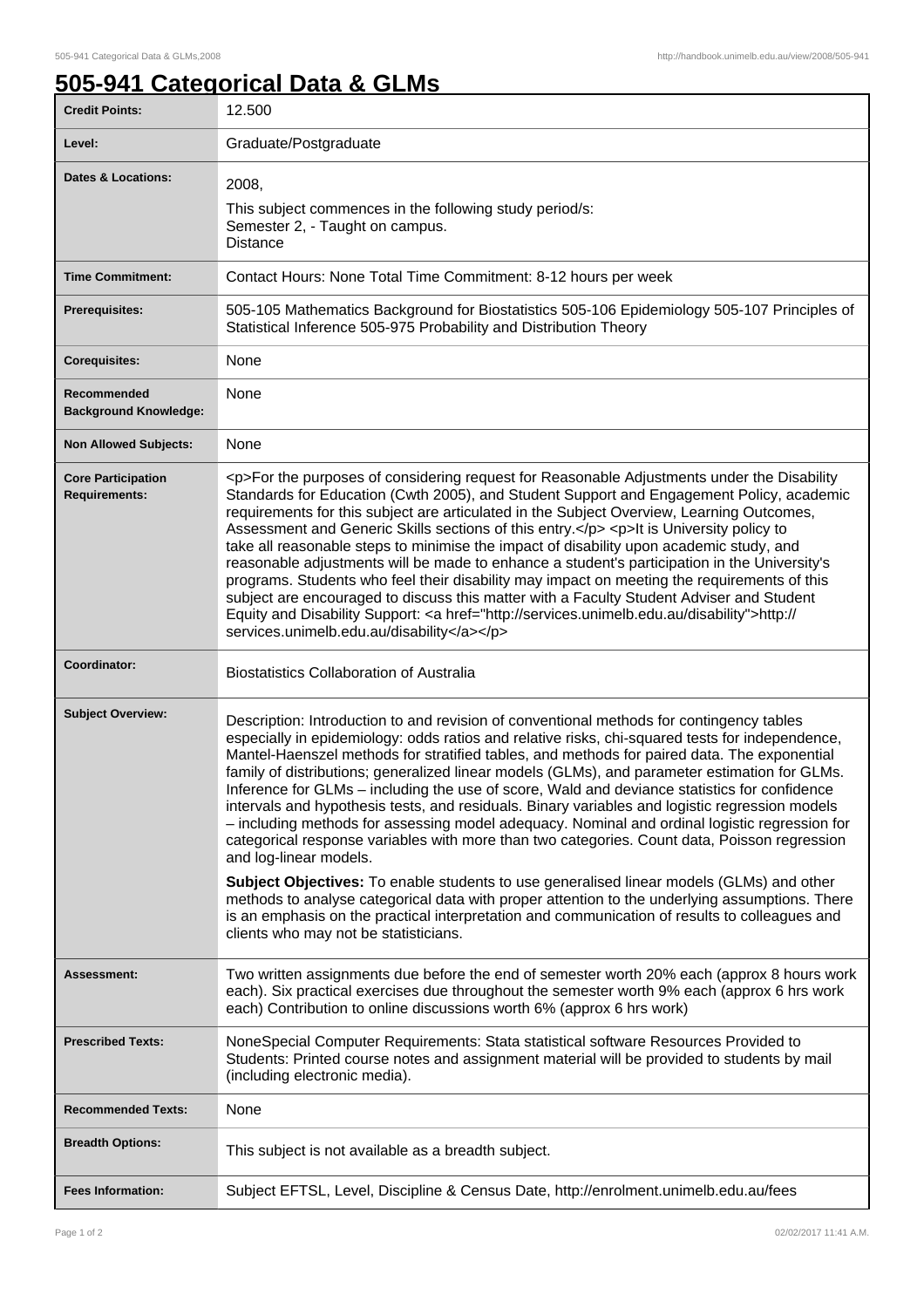# 505-941 Categorical Data & GLMs

| | |
|---|---|
| **Credit Points:** | 12.500 |
| **Level:** | Graduate/Postgraduate |
| **Dates & Locations:** | 2008,<br>This subject commences in the following study period/s:<br>Semester 2, - Taught on campus.<br>Distance |
| **Time Commitment:** | Contact Hours: None Total Time Commitment: 8-12 hours per week |
| **Prerequisites:** | 505-105 Mathematics Background for Biostatistics 505-106 Epidemiology 505-107 Principles of Statistical Inference 505-975 Probability and Distribution Theory |
| **Corequisites:** | None |
| **Recommended Background Knowledge:** | None |
| **Non Allowed Subjects:** | None |
| **Core Participation Requirements:** | <p>For the purposes of considering request for Reasonable Adjustments under the Disability Standards for Education (Cwth 2005), and Student Support and Engagement Policy, academic requirements for this subject are articulated in the Subject Overview, Learning Outcomes, Assessment and Generic Skills sections of this entry.</p> <p>It is University policy to take all reasonable steps to minimise the impact of disability upon academic study, and reasonable adjustments will be made to enhance a student's participation in the University's programs. Students who feel their disability may impact on meeting the requirements of this subject are encouraged to discuss this matter with a Faculty Student Adviser and Student Equity and Disability Support: <a href="http://services.unimelb.edu.au/disability">http://services.unimelb.edu.au/disability</a></p> |
| **Coordinator:** | Biostatistics Collaboration of Australia |
| **Subject Overview:** | Description: Introduction to and revision of conventional methods for contingency tables especially in epidemiology: odds ratios and relative risks, chi-squared tests for independence, Mantel-Haenszel methods for stratified tables, and methods for paired data. The exponential family of distributions; generalized linear models (GLMs), and parameter estimation for GLMs. Inference for GLMs – including the use of score, Wald and deviance statistics for confidence intervals and hypothesis tests, and residuals. Binary variables and logistic regression models – including methods for assessing model adequacy. Nominal and ordinal logistic regression for categorical response variables with more than two categories. Count data, Poisson regression and log-linear models.<br><br>**Subject Objectives:** To enable students to use generalised linear models (GLMs) and other methods to analyse categorical data with proper attention to the underlying assumptions. There is an emphasis on the practical interpretation and communication of results to colleagues and clients who may not be statisticians. |
| **Assessment:** | Two written assignments due before the end of semester worth 20% each (approx 8 hours work each). Six practical exercises due throughout the semester worth 9% each (approx 6 hrs work each) Contribution to online discussions worth 6% (approx 6 hrs work) |
| **Prescribed Texts:** | NoneSpecial Computer Requirements: Stata statistical software Resources Provided to Students: Printed course notes and assignment material will be provided to students by mail (including electronic media). |
| **Recommended Texts:** | None |
| **Breadth Options:** | This subject is not available as a breadth subject. |
| **Fees Information:** | Subject EFTSL, Level, Discipline & Census Date, http://enrolment.unimelb.edu.au/fees |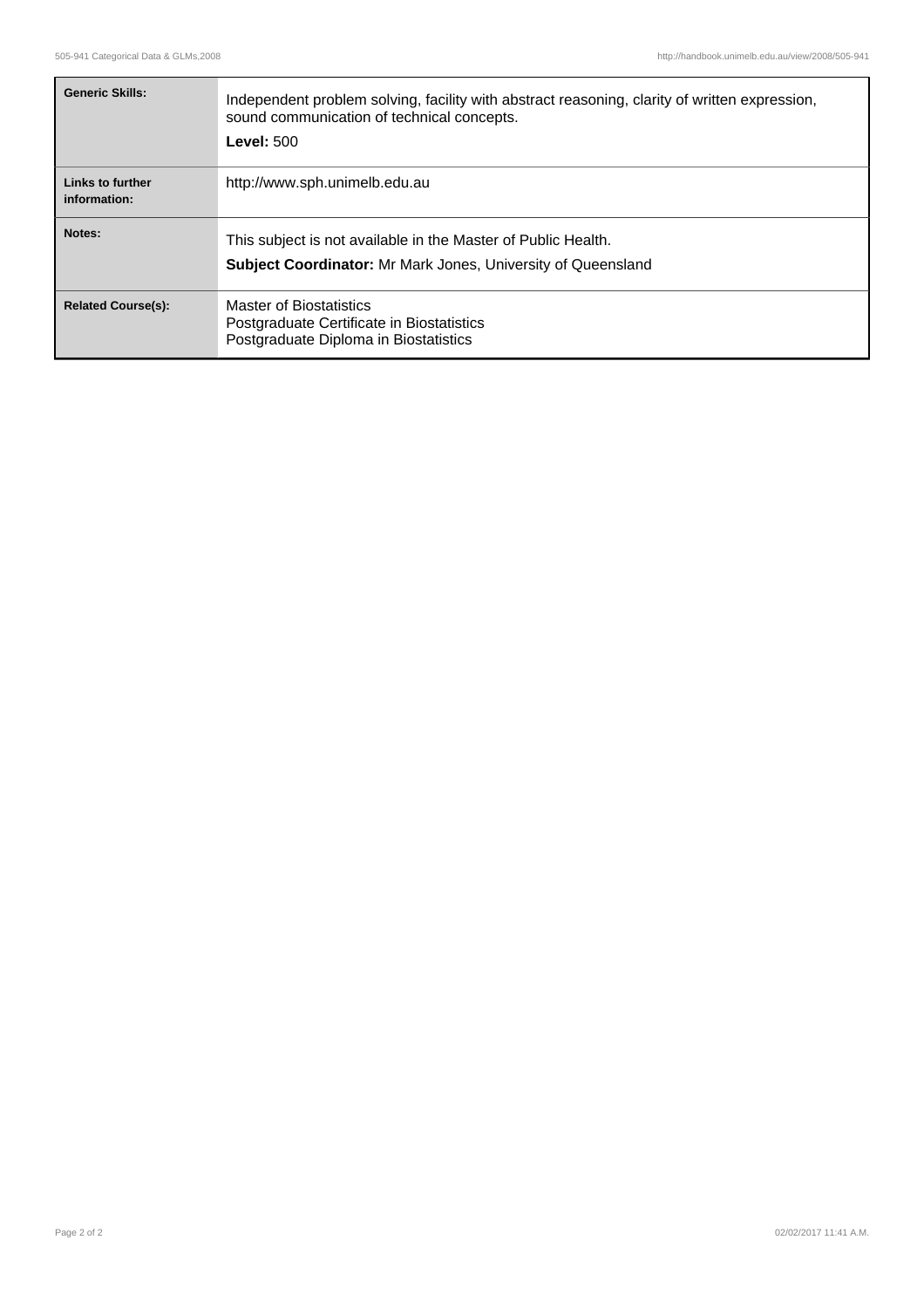| | |
|---|---|
| **Generic Skills:** | Independent problem solving, facility with abstract reasoning, clarity of written expression, sound communication of technical concepts.<br>**Level:** 500 |
| **Links to further information:** | http://www.sph.unimelb.edu.au |
| **Notes:** | This subject is not available in the Master of Public Health.<br>**Subject Coordinator:** Mr Mark Jones, University of Queensland |
| **Related Course(s):** | Master of Biostatistics<br>Postgraduate Certificate in Biostatistics<br>Postgraduate Diploma in Biostatistics |